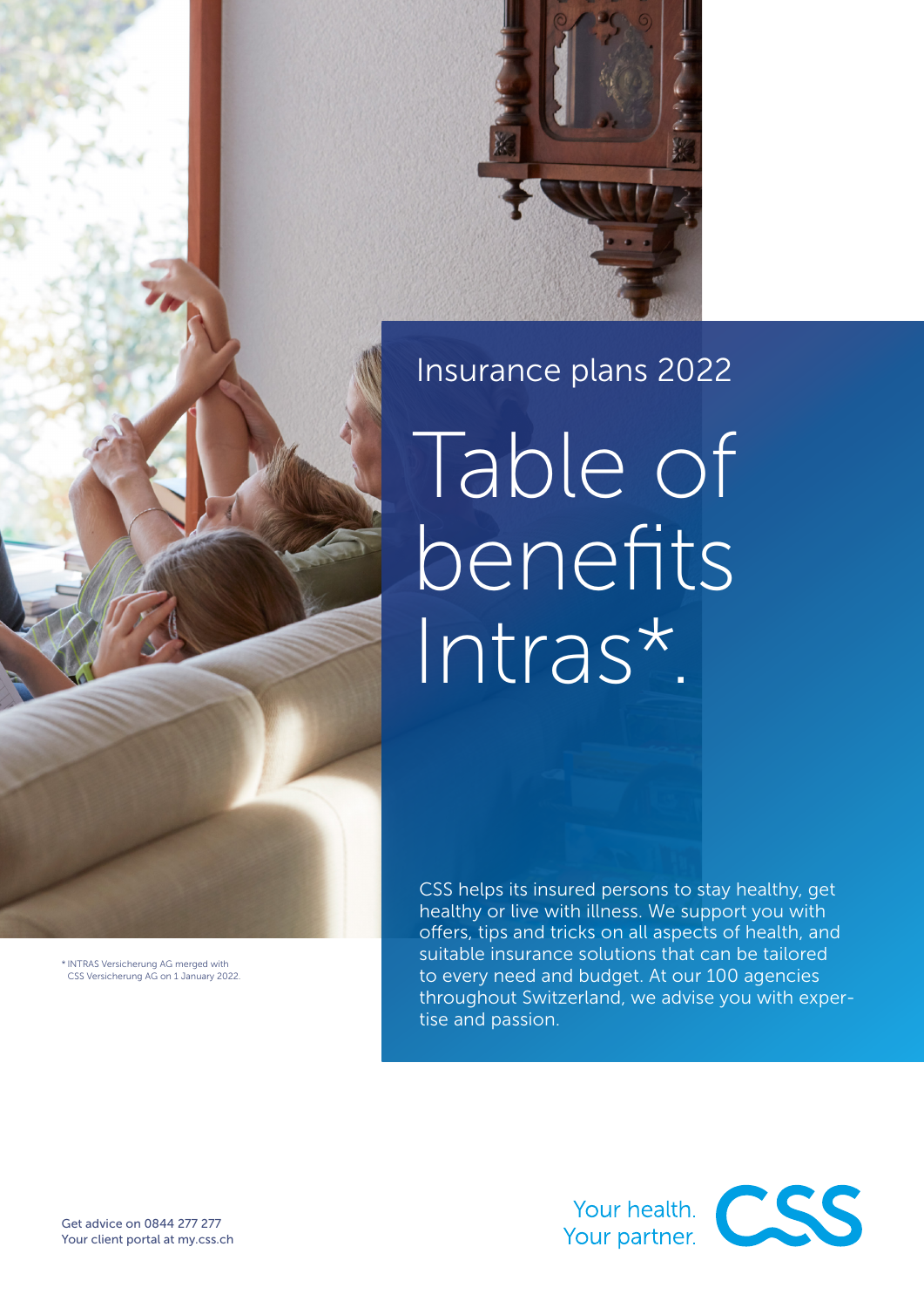Insurance plans 2022

# Table of benefits Intras*.

CSS helps its insured persons to stay healthy, get healthy or live with illness. We support you with offers, tips and tricks on all aspects of health, and suitable insurance solutions that can be tailored to every need and budget. At our 100 agencies throughout Switzerland, we advise you with expertise and passion.

* INTRAS Versicherung AG merged with CSS Versicherung AG on 1 January 2022.

Get advice on 0844 277 277
Your client portal at my.css.ch

Your health. Your partner.

CSS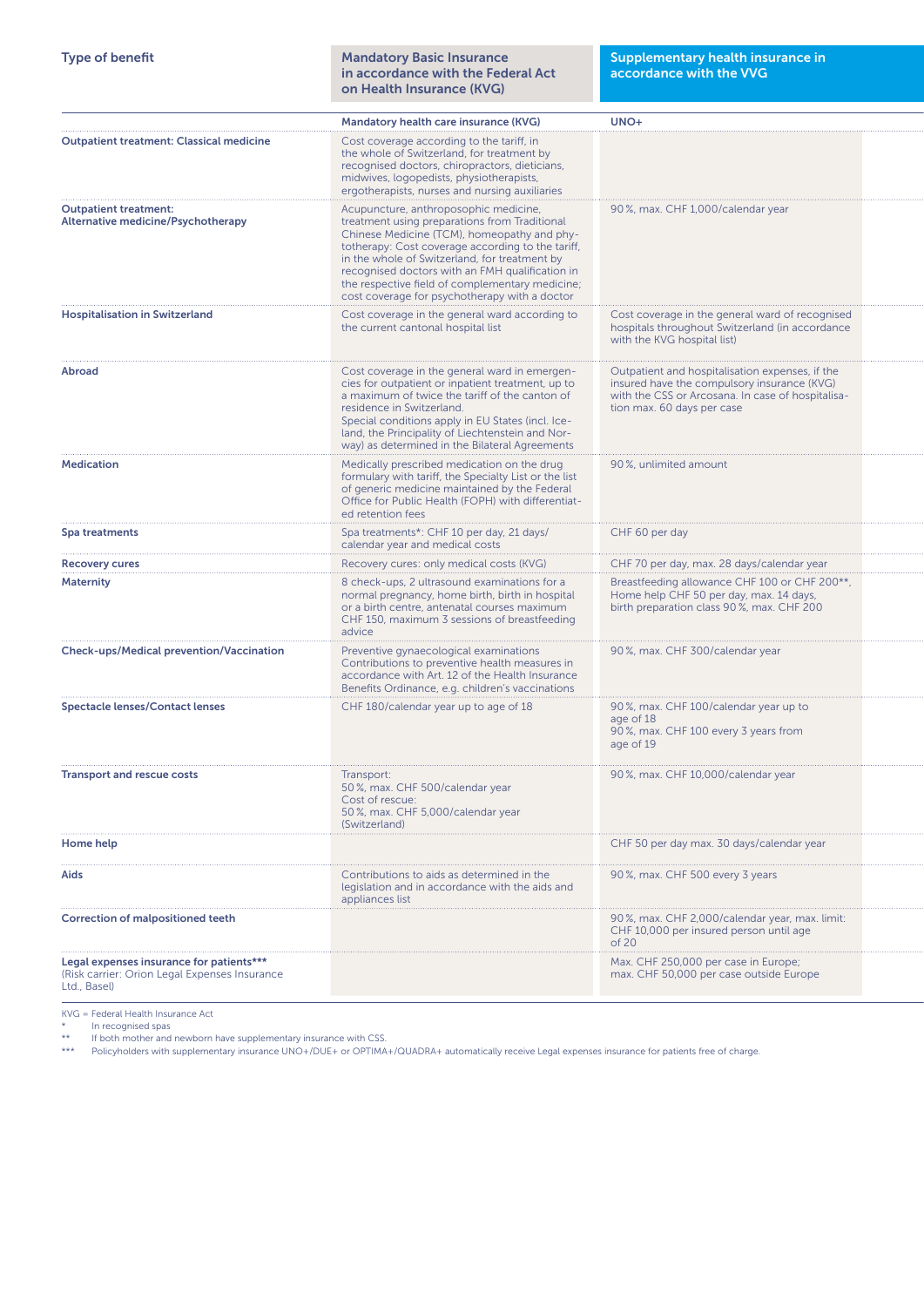| Type of benefit | Mandatory Basic Insurance in accordance with the Federal Act on Health Insurance (KVG) | Supplementary health insurance in accordance with the VVG |
|---|---|---|
| | **Mandatory health care insurance (KVG)** | **UNO+** |
| **Outpatient treatment: Classical medicine** | Cost coverage according to the tariff, in the whole of Switzerland, for treatment by recognised doctors, chiropractors, dieticians, midwives, logopedists, physiotherapists, ergotherapists, nurses and nursing auxiliaries | |
| **Outpatient treatment: Alternative medicine/Psychotherapy** | Acupuncture, anthroposophic medicine, treatment using preparations from Traditional Chinese Medicine (TCM), homeopathy and phytotherapy: Cost coverage according to the tariff, in the whole of Switzerland, for treatment by recognised doctors with an FMH qualification in the respective field of complementary medicine; cost coverage for psychotherapy with a doctor | 90 %, max. CHF 1,000/calendar year |
| **Hospitalisation in Switzerland** | Cost coverage in the general ward according to the current cantonal hospital list | Cost coverage in the general ward of recognised hospitals throughout Switzerland (in accordance with the KVG hospital list) |
| **Abroad** | Cost coverage in the general ward in emergencies for outpatient or inpatient treatment, up to a maximum of twice the tariff of the canton of residence in Switzerland. Special conditions apply in EU States (incl. Iceland, the Principality of Liechtenstein and Norway) as determined in the Bilateral Agreements | Outpatient and hospitalisation expenses, if the insured have the compulsory insurance (KVG) with the CSS or Arcosana. In case of hospitalisation max. 60 days per case |
| **Medication** | Medically prescribed medication on the drug formulary with tariff, the Specialty List or the list of generic medicine maintained by the Federal Office for Public Health (FOPH) with differentiated retention fees | 90 %, unlimited amount |
| **Spa treatments** | Spa treatments*: CHF 10 per day, 21 days/calendar year and medical costs | CHF 60 per day |
| **Recovery cures** | Recovery cures: only medical costs (KVG) | CHF 70 per day, max. 28 days/calendar year |
| **Maternity** | 8 check-ups, 2 ultrasound examinations for a normal pregnancy, home birth, birth in hospital or a birth centre, antenatal courses maximum CHF 150, maximum 3 sessions of breastfeeding advice | Breastfeeding allowance CHF 100 or CHF 200**, Home help CHF 50 per day, max. 14 days, birth preparation class 90 %, max. CHF 200 |
| **Check-ups/Medical prevention/Vaccination** | Preventive gynaecological examinations Contributions to preventive health measures in accordance with Art. 12 of the Health Insurance Benefits Ordinance, e.g. children's vaccinations | 90 %, max. CHF 300/calendar year |
| **Spectacle lenses/Contact lenses** | CHF 180/calendar year up to age of 18 | 90 %, max. CHF 100/calendar year up to age of 18<br>90 %, max. CHF 100 every 3 years from age of 19 |
| **Transport and rescue costs** | Transport:<br>50 %, max. CHF 500/calendar year<br>Cost of rescue:<br>50 %, max. CHF 5,000/calendar year (Switzerland) | 90 %, max. CHF 10,000/calendar year |
| **Home help** | | CHF 50 per day max. 30 days/calendar year |
| **Aids** | Contributions to aids as determined in the legislation and in accordance with the aids and appliances list | 90 %, max. CHF 500 every 3 years |
| **Correction of malpositioned teeth** | | 90 %, max. CHF 2,000/calendar year, max. limit: CHF 10,000 per insured person until age of 20 |
| **Legal expenses insurance for patients***** (Risk carrier: Orion Legal Expenses Insurance Ltd., Basel) | | Max. CHF 250,000 per case in Europe; max. CHF 50,000 per case outside Europe |

KVG = Federal Health Insurance Act
* In recognised spas
** If both mother and newborn have supplementary insurance with CSS.
*** Policyholders with supplementary insurance UNO+/DUE+ or OPTIMA+/QUADRA+ automatically receive Legal expenses insurance for patients free of charge.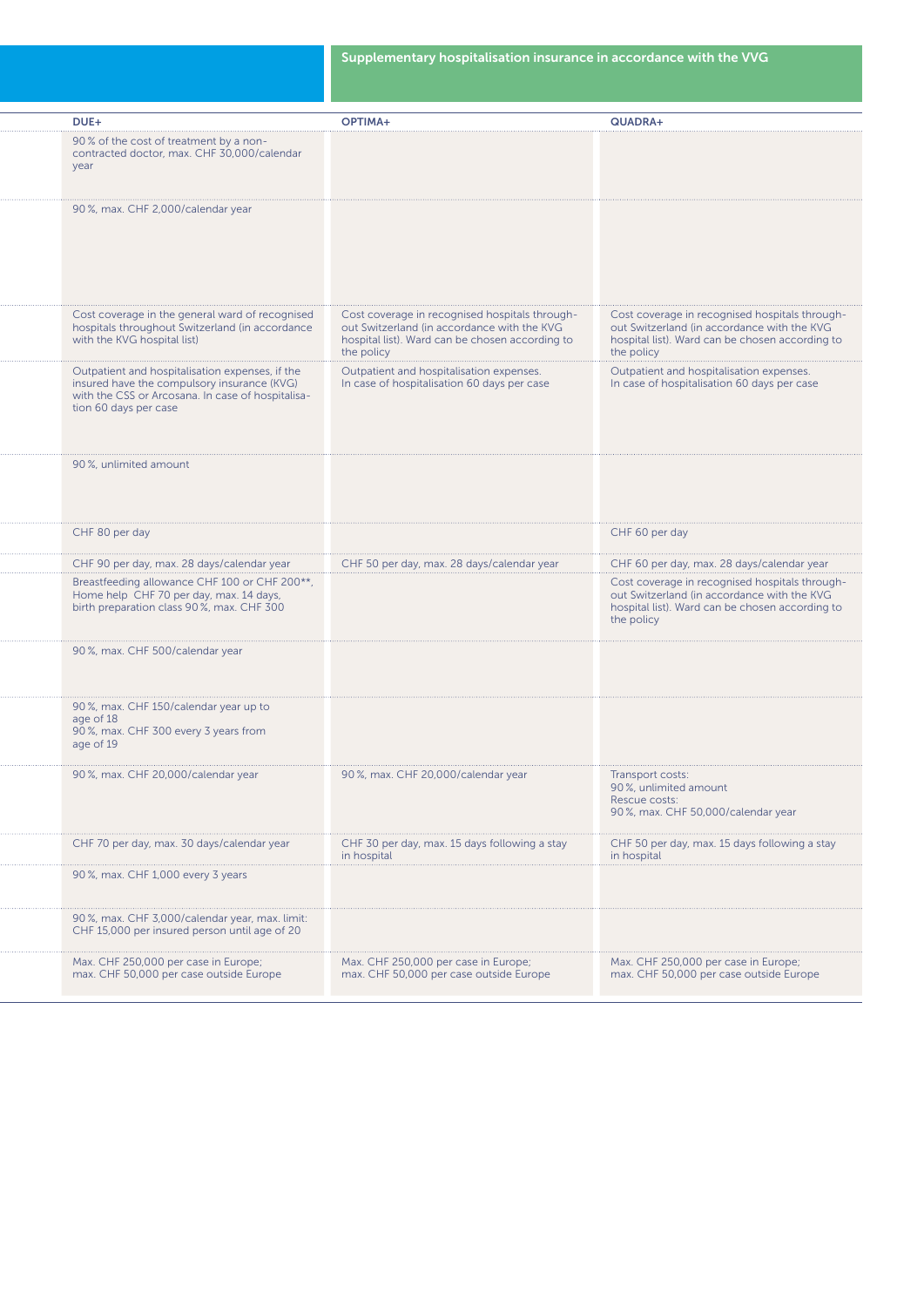## Supplementary hospitalisation insurance in accordance with the VVG

| DUE+ | OPTIMA+ | QUADRA+ |
|---|---|---|
| 90 % of the cost of treatment by a non-contracted doctor, max. CHF 30,000/calendar year | | |
| 90 %, max. CHF 2,000/calendar year | | |
| Cost coverage in the general ward of recognised hospitals throughout Switzerland (in accordance with the KVG hospital list) | Cost coverage in recognised hospitals throughout Switzerland (in accordance with the KVG hospital list). Ward can be chosen according to the policy | Cost coverage in recognised hospitals throughout Switzerland (in accordance with the KVG hospital list). Ward can be chosen according to the policy |
| Outpatient and hospitalisation expenses, if the insured have the compulsory insurance (KVG) with the CSS or Arcosana. In case of hospitalisation 60 days per case | Outpatient and hospitalisation expenses. In case of hospitalisation 60 days per case | Outpatient and hospitalisation expenses. In case of hospitalisation 60 days per case |
| 90 %, unlimited amount | | |
| CHF 80 per day | | CHF 60 per day |
| CHF 90 per day, max. 28 days/calendar year | CHF 50 per day, max. 28 days/calendar year | CHF 60 per day, max. 28 days/calendar year |
| Breastfeeding allowance CHF 100 or CHF 200**, Home help CHF 70 per day, max. 14 days, birth preparation class 90 %, max. CHF 300 | | Cost coverage in recognised hospitals throughout Switzerland (in accordance with the KVG hospital list). Ward can be chosen according to the policy |
| 90 %, max. CHF 500/calendar year | | |
| 90 %, max. CHF 150/calendar year up to age of 18<br>90 %, max. CHF 300 every 3 years from age of 19 | | |
| 90 %, max. CHF 20,000/calendar year | 90 %, max. CHF 20,000/calendar year | Transport costs:<br>90 %, unlimited amount<br>Rescue costs:<br>90 %, max. CHF 50,000/calendar year |
| CHF 70 per day, max. 30 days/calendar year | CHF 30 per day, max. 15 days following a stay in hospital | CHF 50 per day, max. 15 days following a stay in hospital |
| 90 %, max. CHF 1,000 every 3 years | | |
| 90 %, max. CHF 3,000/calendar year, max. limit: CHF 15,000 per insured person until age of 20 | | |
| Max. CHF 250,000 per case in Europe;<br>max. CHF 50,000 per case outside Europe | Max. CHF 250,000 per case in Europe;<br>max. CHF 50,000 per case outside Europe | Max. CHF 250,000 per case in Europe;<br>max. CHF 50,000 per case outside Europe |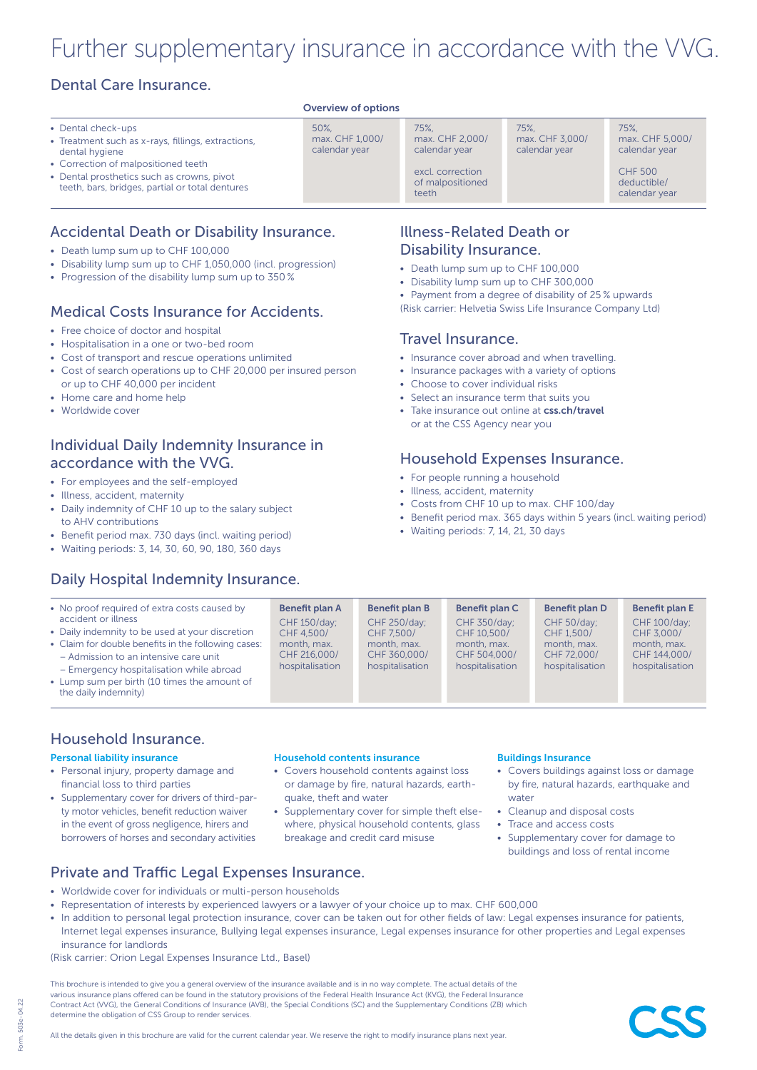# Further supplementary insurance in accordance with the VVG.

## Dental Care Insurance.

| | Overview of options | | | |
|---|---|---|---|---|
| • Dental check-ups<br>• Treatment such as x-rays, fillings, extractions, dental hygiene<br>• Correction of malpositioned teeth<br>• Dental prosthetics such as crowns, pivot teeth, bars, bridges, partial or total dentures | 50%, max. CHF 1,000/ calendar year | 75%, max. CHF 2,000/ calendar year<br><br>excl. correction of malpositioned teeth | 75%, max. CHF 3,000/ calendar year | 75%, max. CHF 5,000/ calendar year<br><br>CHF 500 deductible/ calendar year |

## Accidental Death or Disability Insurance.

- Death lump sum up to CHF 100,000
- Disability lump sum up to CHF 1,050,000 (incl. progression)
- Progression of the disability lump sum up to 350 %

## Medical Costs Insurance for Accidents.

- Free choice of doctor and hospital
- Hospitalisation in a one or two-bed room
- Cost of transport and rescue operations unlimited
- Cost of search operations up to CHF 20,000 per insured person or up to CHF 40,000 per incident
- Home care and home help
- Worldwide cover

## Individual Daily Indemnity Insurance in accordance with the VVG.

- For employees and the self-employed
- Illness, accident, maternity
- Daily indemnity of CHF 10 up to the salary subject to AHV contributions
- Benefit period max. 730 days (incl. waiting period)
- Waiting periods: 3, 14, 30, 60, 90, 180, 360 days

## Illness-Related Death or Disability Insurance.

- Death lump sum up to CHF 100,000
- Disability lump sum up to CHF 300,000
- Payment from a degree of disability of 25 % upwards

(Risk carrier: Helvetia Swiss Life Insurance Company Ltd)

## Travel Insurance.

- Insurance cover abroad and when travelling.
- Insurance packages with a variety of options
- Choose to cover individual risks
- Select an insurance term that suits you
- Take insurance out online at **css.ch/travel** or at the CSS Agency near you

## Household Expenses Insurance.

- For people running a household
- Illness, accident, maternity
- Costs from CHF 10 up to max. CHF 100/day
- Benefit period max. 365 days within 5 years (incl. waiting period)
- Waiting periods: 7, 14, 21, 30 days

## Daily Hospital Indemnity Insurance.

| | Benefit plan A | Benefit plan B | Benefit plan C | Benefit plan D | Benefit plan E |
|---|---|---|---|---|---|
| • No proof required of extra costs caused by accident or illness<br>• Daily indemnity to be used at your discretion<br>• Claim for double benefits in the following cases:<br>– Admission to an intensive care unit<br>– Emergency hospitalisation while abroad<br>• Lump sum per birth (10 times the amount of the daily indemnity) | CHF 150/day; CHF 4,500/ month, max. CHF 216,000/ hospitalisation | CHF 250/day; CHF 7,500/ month, max. CHF 360,000/ hospitalisation | CHF 350/day; CHF 10,500/ month, max. CHF 504,000/ hospitalisation | CHF 50/day; CHF 1,500/ month, max. CHF 72,000/ hospitalisation | CHF 100/day; CHF 3,000/ month, max. CHF 144,000/ hospitalisation |

## Household Insurance.

### Personal liability insurance

- Personal injury, property damage and financial loss to third parties
- Supplementary cover for drivers of third-party motor vehicles, benefit reduction waiver in the event of gross negligence, hirers and borrowers of horses and secondary activities

### Household contents insurance

- Covers household contents against loss or damage by fire, natural hazards, earthquake, theft and water
- Supplementary cover for simple theft elsewhere, physical household contents, glass breakage and credit card misuse

### Buildings Insurance

- Covers buildings against loss or damage by fire, natural hazards, earthquake and water
- Cleanup and disposal costs
- Trace and access costs
- Supplementary cover for damage to buildings and loss of rental income

## Private and Traffic Legal Expenses Insurance.

- Worldwide cover for individuals or multi-person households
- Representation of interests by experienced lawyers or a lawyer of your choice up to max. CHF 600,000
- In addition to personal legal protection insurance, cover can be taken out for other fields of law: Legal expenses insurance for patients, Internet legal expenses insurance, Bullying legal expenses insurance, Legal expenses insurance for other properties and Legal expenses insurance for landlords

(Risk carrier: Orion Legal Expenses Insurance Ltd., Basel)

This brochure is intended to give you a general overview of the insurance available and is in no way complete. The actual details of the various insurance plans offered can be found in the statutory provisions of the Federal Health Insurance Act (KVG), the Federal Insurance Contract Act (VVG), the General Conditions of Insurance (AVB), the Special Conditions (SC) and the Supplementary Conditions (ZB) which determine the obligation of CSS Group to render services.

All the details given in this brochure are valid for the current calendar year. We reserve the right to modify insurance plans next year.

Form. 503e-04.22

CSS